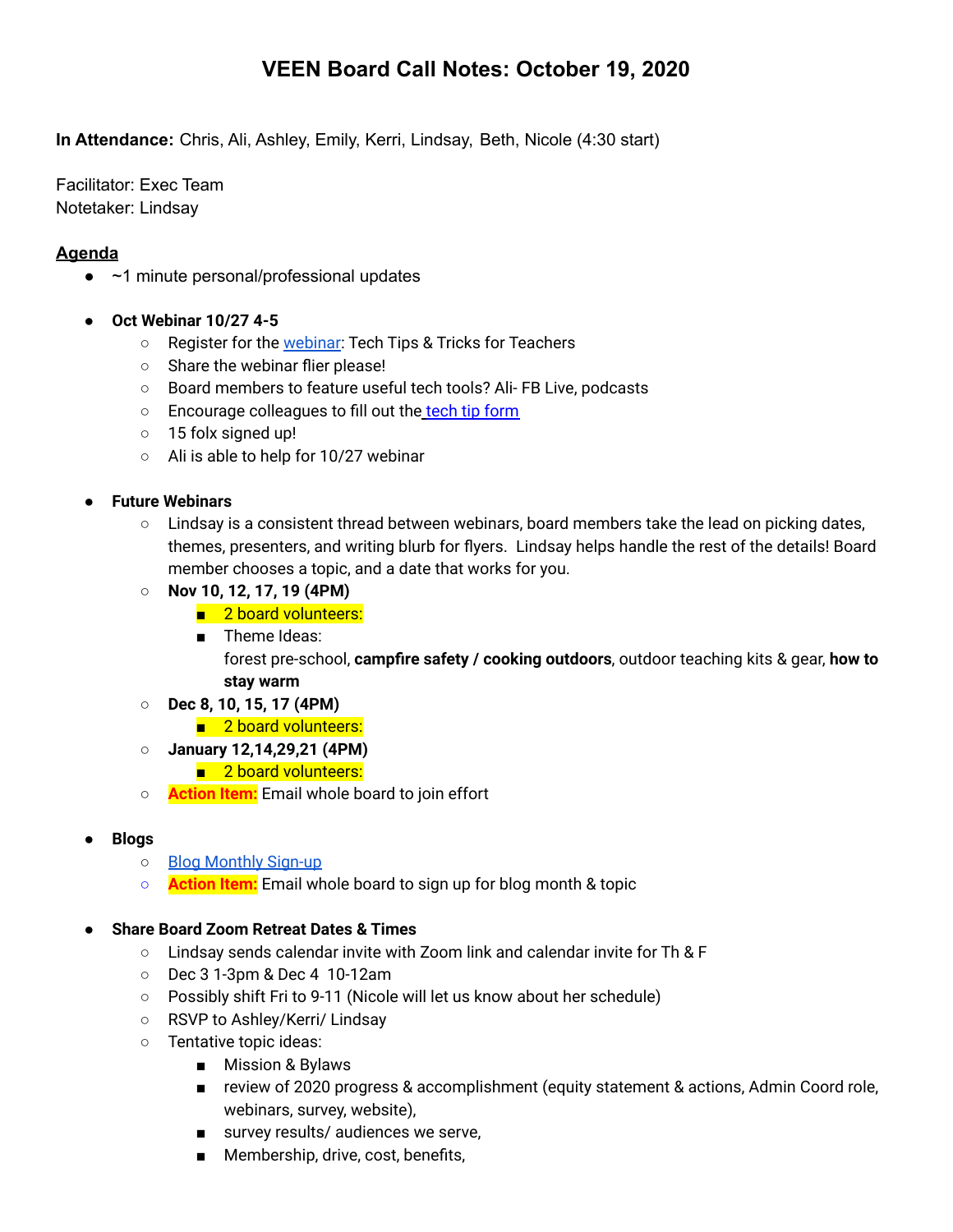# VEEN Board Call Notes: October 19, 2020

**In Attendance:** Chris, Ali, Ashley, Emily, Kerri, Lindsay, Beth, Nicole (4:30 start)

Facilitator: Exec Team
Notetaker: Lindsay

**Agenda**

- ~1 minute personal/professional updates

- **Oct Webinar 10/27 4-5**
    - Register for the webinar: Tech Tips & Tricks for Teachers
    - Share the webinar flier please!
    - Board members to feature useful tech tools? Ali- FB Live, podcasts
    - Encourage colleagues to fill out the tech tip form
    - 15 folx signed up!
    - Ali is able to help for 10/27 webinar

- **Future Webinars**
    - Lindsay is a consistent thread between webinars, board members take the lead on picking dates, themes, presenters, and writing blurb for flyers. Lindsay helps handle the rest of the details! Board member chooses a topic, and a date that works for you.
    - **Nov 10, 12, 17, 19 (4PM)**
        - 2 board volunteers:
        - Theme Ideas:
          forest pre-school, **campfire safety / cooking outdoors**, outdoor teaching kits & gear, **how to stay warm**
    - **Dec 8, 10, 15, 17 (4PM)**
        - 2 board volunteers:
    - **January 12,14,29,21 (4PM)**
        - 2 board volunteers:
    - **Action Item:** Email whole board to join effort

- **Blogs**
    - Blog Monthly Sign-up
    - **Action Item:** Email whole board to sign up for blog month & topic

- **Share Board Zoom Retreat Dates & Times**
    - Lindsay sends calendar invite with Zoom link and calendar invite for Th & F
    - Dec 3 1-3pm & Dec 4 10-12am
    - Possibly shift Fri to 9-11 (Nicole will let us know about her schedule)
    - RSVP to Ashley/Kerri/ Lindsay
    - Tentative topic ideas:
        - Mission & Bylaws
        - review of 2020 progress & accomplishment (equity statement & actions, Admin Coord role, webinars, survey, website),
        - survey results/ audiences we serve,
        - Membership, drive, cost, benefits,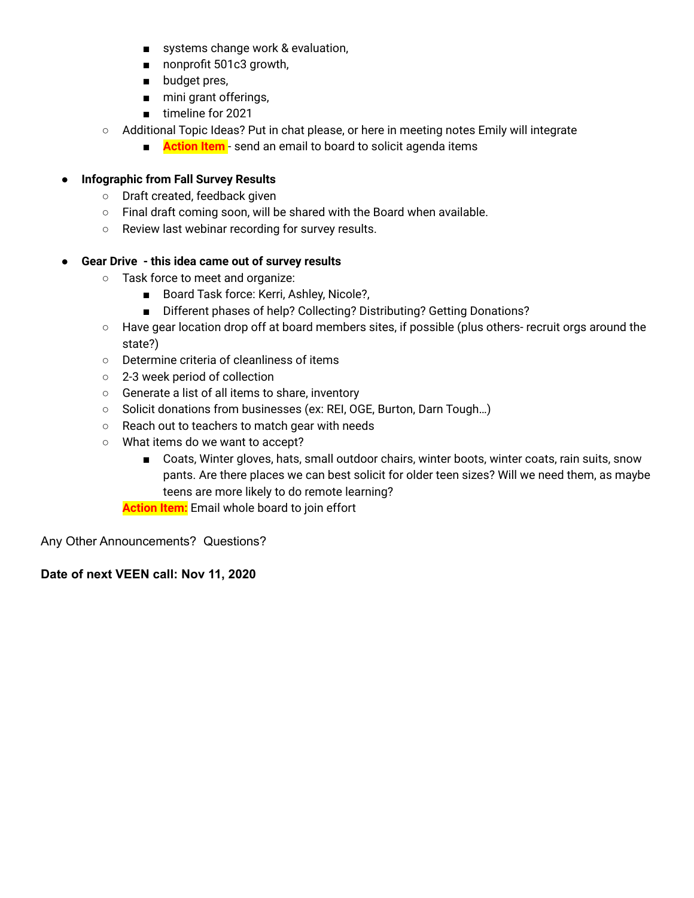- systems change work & evaluation,
        - nonprofit 501c3 growth,
        - budget pres,
        - mini grant offerings,
        - timeline for 2021
    - Additional Topic Ideas? Put in chat please, or here in meeting notes Emily will integrate
        - **Action Item** - send an email to board to solicit agenda items

- **Infographic from Fall Survey Results**
    - Draft created, feedback given
    - Final draft coming soon, will be shared with the Board when available.
    - Review last webinar recording for survey results.

- **Gear Drive - this idea came out of survey results**
    - Task force to meet and organize:
        - Board Task force: Kerri, Ashley, Nicole?,
        - Different phases of help? Collecting? Distributing? Getting Donations?
    - Have gear location drop off at board members sites, if possible (plus others- recruit orgs around the state?)
    - Determine criteria of cleanliness of items
    - 2-3 week period of collection
    - Generate a list of all items to share, inventory
    - Solicit donations from businesses (ex: REI, OGE, Burton, Darn Tough…)
    - Reach out to teachers to match gear with needs
    - What items do we want to accept?
        - Coats, Winter gloves, hats, small outdoor chairs, winter boots, winter coats, rain suits, snow pants. Are there places we can best solicit for older teen sizes? Will we need them, as maybe teens are more likely to do remote learning?

    **Action Item:** Email whole board to join effort

Any Other Announcements? Questions?

**Date of next VEEN call: Nov 11, 2020**